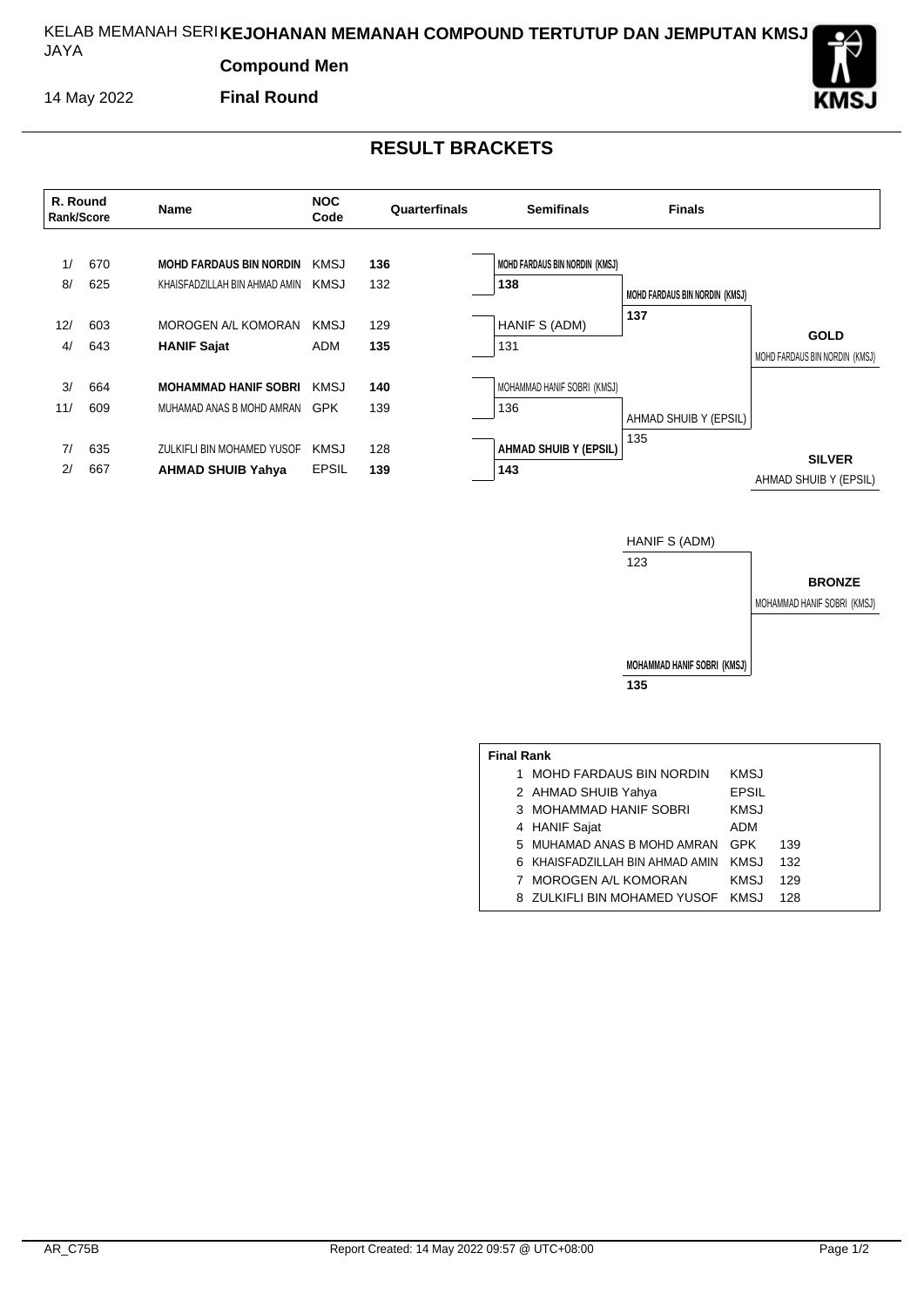KELAB MEMANAH SERI JAYA

# KEJOHANAN MEMANAH COMPOUND TERTUTUP DAN JEMPUTAN KMSJ

**Compound Men**

14 May 2022 **Final Round**

## RESULT BRACKETS

| R. Round Rank | Score | Name | NOC Code | Quarterfinals |
|---|---|---|---|---|
| 1/ | 670 | **MOHD FARDAUS BIN NORDIN** | KMSJ | **136** |
| 8/ | 625 | KHAISFADZILLAH BIN AHMAD AMIN | KMSJ | 132 |
| 12/ | 603 | MOROGEN A/L KOMORAN | KMSJ | 129 |
| 4/ | 643 | **HANIF Sajat** | ADM | **135** |
| 3/ | 664 | **MOHAMMAD HANIF SOBRI** | KMSJ | **140** |
| 11/ | 609 | MUHAMAD ANAS B MOHD AMRAN | GPK | 139 |
| 7/ | 635 | ZULKIFLI BIN MOHAMED YUSOF | KMSJ | 128 |
| 2/ | 667 | **AHMAD SHUIB Yahya** | EPSIL | **139** |

**Semifinals**

| Match | Archer | Score |
|---|---|---|
| 1 | **MOHD FARDAUS BIN NORDIN (KMSJ)** | **138** |
| 1 | HANIF S (ADM) | 131 |
| 2 | MOHAMMAD HANIF SOBRI (KMSJ) | 136 |
| 2 | **AHMAD SHUIB Y (EPSIL)** | **143** |

**Finals**

| Archer | Score |
|---|---|
| **MOHD FARDAUS BIN NORDIN (KMSJ)** | **137** |
| AHMAD SHUIB Y (EPSIL) | 135 |

**GOLD**: MOHD FARDAUS BIN NORDIN (KMSJ)

**SILVER**: AHMAD SHUIB Y (EPSIL)

**Bronze Match**

| Archer | Score |
|---|---|
| HANIF S (ADM) | 123 |
| **MOHAMMAD HANIF SOBRI (KMSJ)** | **135** |

**BRONZE**: MOHAMMAD HANIF SOBRI (KMSJ)

**Final Rank**

| Rank | Name | NOC | Score |
|---|---|---|---|
| 1 | MOHD FARDAUS BIN NORDIN | KMSJ | |
| 2 | AHMAD SHUIB Yahya | EPSIL | |
| 3 | MOHAMMAD HANIF SOBRI | KMSJ | |
| 4 | HANIF Sajat | ADM | |
| 5 | MUHAMAD ANAS B MOHD AMRAN | GPK | 139 |
| 6 | KHAISFADZILLAH BIN AHMAD AMIN | KMSJ | 132 |
| 7 | MOROGEN A/L KOMORAN | KMSJ | 129 |
| 8 | ZULKIFLI BIN MOHAMED YUSOF | KMSJ | 128 |

AR_C75B Report Created: 14 May 2022 09:57 @ UTC+08:00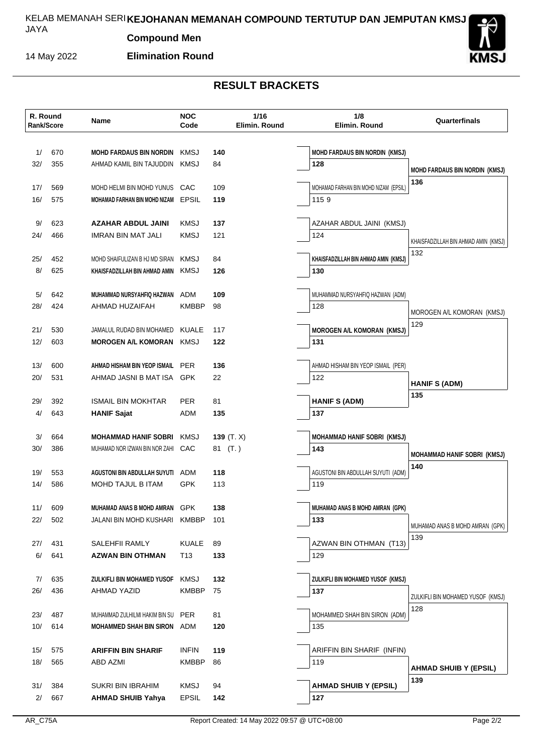KELAB MEMANAH SERI JAYA

**KEJOHANAN MEMANAH COMPOUND TERTUTUP DAN JEMPUTAN KMSJ**

**Compound Men**

14 May 2022

**Elimination Round**

## RESULT BRACKETS

| R. Round Rank/Score | | Name | NOC Code | 1/16 Elimin. Round | 1/8 Elimin. Round | Quarterfinals |
|---|---|---|---|---|---|---|
| 1/ | 670 | **MOHD FARDAUS BIN NORDIN** | KMSJ | **140** | **MOHD FARDAUS BIN NORDIN (KMSJ)** | |
| 32/ | 355 | AHMAD KAMIL BIN TAJUDDIN | KMSJ | 84 | **128** | **MOHD FARDAUS BIN NORDIN (KMSJ)** |
| | | | | | | **136** |
| 17/ | 569 | MOHD HELMI BIN MOHD YUNUS | CAC | 109 | MOHAMAD FARHAN BIN MOHD NIZAM (EPSIL) | |
| 16/ | 575 | **MOHAMAD FARHAN BIN MOHD NIZAM** | EPSIL | **119** | 115 9 | |
| 9/ | 623 | **AZAHAR ABDUL JAINI** | KMSJ | **137** | AZAHAR ABDUL JAINI (KMSJ) | |
| 24/ | 466 | IMRAN BIN MAT JALI | KMSJ | 121 | 124 | KHAISFADZILLAH BIN AHMAD AMIN (KMSJ) |
| | | | | | | 132 |
| 25/ | 452 | MOHD SHAIFULIZAN B HJ MD SIRAN | KMSJ | 84 | **KHAISFADZILLAH BIN AHMAD AMIN (KMSJ)** | |
| 8/ | 625 | **KHAISFADZILLAH BIN AHMAD AMIN** | KMSJ | **126** | **130** | |
| 5/ | 642 | **MUHAMMAD NURSYAHFIQ HAZWAN** | ADM | **109** | MUHAMMAD NURSYAHFIQ HAZWAN (ADM) | |
| 28/ | 424 | AHMAD HUZAIFAH | KMBBP | 98 | 128 | MOROGEN A/L KOMORAN (KMSJ) |
| | | | | | | 129 |
| 21/ | 530 | JAMALUL RUDAD BIN MOHAMED | KUALE | 117 | **MOROGEN A/L KOMORAN (KMSJ)** | |
| 12/ | 603 | **MOROGEN A/L KOMORAN** | KMSJ | **122** | **131** | |
| 13/ | 600 | **AHMAD HISHAM BIN YEOP ISMAIL** | PER | **136** | AHMAD HISHAM BIN YEOP ISMAIL (PER) | |
| 20/ | 531 | AHMAD JASNI B MAT ISA | GPK | 22 | 122 | **HANIF S (ADM)** |
| | | | | | | **135** |
| 29/ | 392 | ISMAIL BIN MOKHTAR | PER | 81 | **HANIF S (ADM)** | |
| 4/ | 643 | **HANIF Sajat** | ADM | **135** | **137** | |
| 3/ | 664 | **MOHAMMAD HANIF SOBRI** | KMSJ | **139** (T. X) | **MOHAMMAD HANIF SOBRI (KMSJ)** | |
| 30/ | 386 | MUHAMAD NOR IZWAN BIN NOR ZAHI | CAC | 81 (T. ) | **143** | **MOHAMMAD HANIF SOBRI (KMSJ)** |
| | | | | | | **140** |
| 19/ | 553 | **AGUSTONI BIN ABDULLAH SUYUTI** | ADM | **118** | AGUSTONI BIN ABDULLAH SUYUTI (ADM) | |
| 14/ | 586 | MOHD TAJUL B ITAM | GPK | 113 | 119 | |
| 11/ | 609 | **MUHAMAD ANAS B MOHD AMRAN** | GPK | **138** | **MUHAMAD ANAS B MOHD AMRAN (GPK)** | |
| 22/ | 502 | JALANI BIN MOHD KUSHARI | KMBBP | 101 | **133** | MUHAMAD ANAS B MOHD AMRAN (GPK) |
| | | | | | | 139 |
| 27/ | 431 | SALEHFII RAMLY | KUALE | 89 | AZWAN BIN OTHMAN (T13) | |
| 6/ | 641 | **AZWAN BIN OTHMAN** | T13 | **133** | 129 | |
| 7/ | 635 | **ZULKIFLI BIN MOHAMED YUSOF** | KMSJ | **132** | **ZULKIFLI BIN MOHAMED YUSOF (KMSJ)** | |
| 26/ | 436 | AHMAD YAZID | KMBBP | 75 | **137** | ZULKIFLI BIN MOHAMED YUSOF (KMSJ) |
| | | | | | | 128 |
| 23/ | 487 | MUHAMMAD ZULHILMI HAKIM BIN SU | PER | 81 | MOHAMMED SHAH BIN SIRON (ADM) | |
| 10/ | 614 | **MOHAMMED SHAH BIN SIRON** | ADM | **120** | 135 | |
| 15/ | 575 | **ARIFFIN BIN SHARIF** | INFIN | **119** | ARIFFIN BIN SHARIF (INFIN) | |
| 18/ | 565 | ABD AZMI | KMBBP | 86 | 119 | **AHMAD SHUIB Y (EPSIL)** |
| | | | | | | **139** |
| 31/ | 384 | SUKRI BIN IBRAHIM | KMSJ | 94 | **AHMAD SHUIB Y (EPSIL)** | |
| 2/ | 667 | **AHMAD SHUIB Yahya** | EPSIL | **142** | **127** | |

AR_C75A Report Created: 14 May 2022 09:57 @ UTC+08:00